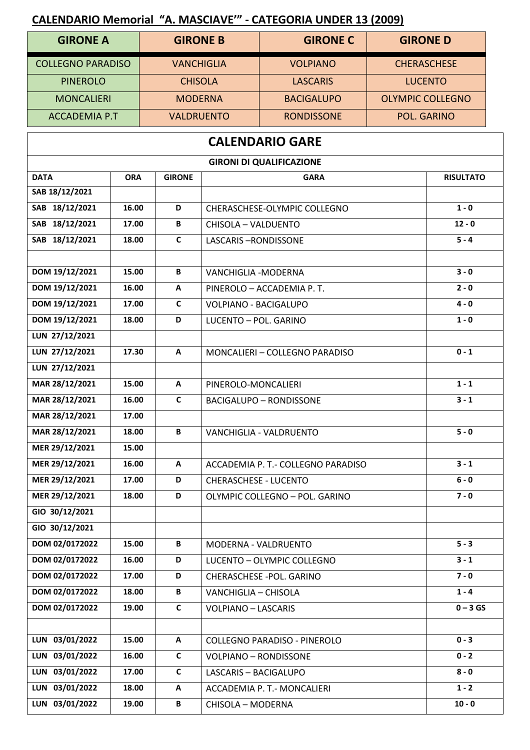## CALENDARIO Memorial "A. MASCIAVE'" - CATEGORIA UNDER 13 (2009)

| GIRONE A | GIRONE B | GIRONE C | GIRONE D |
|---|---|---|---|
| COLLEGNO PARADISO | VANCHIGLIA | VOLPIANO | CHERASCHESE |
| PINEROLO | CHISOLA | LASCARIS | LUCENTO |
| MONCALIERI | MODERNA | BACIGALUPO | OLYMPIC COLLEGNO |
| ACCADEMIA P.T | VALDRUENTO | RONDISSONE | POL. GARINO |

## CALENDARIO GARE

**GIRONI DI QUALIFICAZIONE**

| DATA | ORA | GIRONE | GARA | RISULTATO |
|---|---|---|---|---|
| SAB 18/12/2021 | | | | |
| SAB 18/12/2021 | 16.00 | D | CHERASCHESE-OLYMPIC COLLEGNO | 1 - 0 |
| SAB 18/12/2021 | 17.00 | B | CHISOLA – VALDUENTO | 12 - 0 |
| SAB 18/12/2021 | 18.00 | C | LASCARIS –RONDISSONE | 5 - 4 |
| | | | | |
| DOM 19/12/2021 | 15.00 | B | VANCHIGLIA -MODERNA | 3 - 0 |
| DOM 19/12/2021 | 16.00 | A | PINEROLO – ACCADEMIA P. T. | 2 - 0 |
| DOM 19/12/2021 | 17.00 | C | VOLPIANO - BACIGALUPO | 4 - 0 |
| DOM 19/12/2021 | 18.00 | D | LUCENTO – POL. GARINO | 1 - 0 |
| LUN 27/12/2021 | | | | |
| LUN 27/12/2021 | 17.30 | A | MONCALIERI – COLLEGNO PARADISO | 0 - 1 |
| LUN 27/12/2021 | | | | |
| MAR 28/12/2021 | 15.00 | A | PINEROLO-MONCALIERI | 1 - 1 |
| MAR 28/12/2021 | 16.00 | C | BACIGALUPO – RONDISSONE | 3 - 1 |
| MAR 28/12/2021 | 17.00 | | | |
| MAR 28/12/2021 | 18.00 | B | VANCHIGLIA - VALDRUENTO | 5 - 0 |
| MER 29/12/2021 | 15.00 | | | |
| MER 29/12/2021 | 16.00 | A | ACCADEMIA P. T.- COLLEGNO PARADISO | 3 - 1 |
| MER 29/12/2021 | 17.00 | D | CHERASCHESE - LUCENTO | 6 - 0 |
| MER 29/12/2021 | 18.00 | D | OLYMPIC COLLEGNO – POL. GARINO | 7 - 0 |
| GIO 30/12/2021 | | | | |
| GIO 30/12/2021 | | | | |
| DOM 02/0172022 | 15.00 | B | MODERNA - VALDRUENTO | 5 - 3 |
| DOM 02/0172022 | 16.00 | D | LUCENTO – OLYMPIC COLLEGNO | 3 - 1 |
| DOM 02/0172022 | 17.00 | D | CHERASCHESE -POL. GARINO | 7 - 0 |
| DOM 02/0172022 | 18.00 | B | VANCHIGLIA – CHISOLA | 1 - 4 |
| DOM 02/0172022 | 19.00 | C | VOLPIANO – LASCARIS | 0 – 3 GS |
| | | | | |
| LUN 03/01/2022 | 15.00 | A | COLLEGNO PARADISO - PINEROLO | 0 - 3 |
| LUN 03/01/2022 | 16.00 | C | VOLPIANO – RONDISSONE | 0 - 2 |
| LUN 03/01/2022 | 17.00 | C | LASCARIS – BACIGALUPO | 8 - 0 |
| LUN 03/01/2022 | 18.00 | A | ACCADEMIA P. T.- MONCALIERI | 1 - 2 |
| LUN 03/01/2022 | 19.00 | B | CHISOLA – MODERNA | 10 - 0 |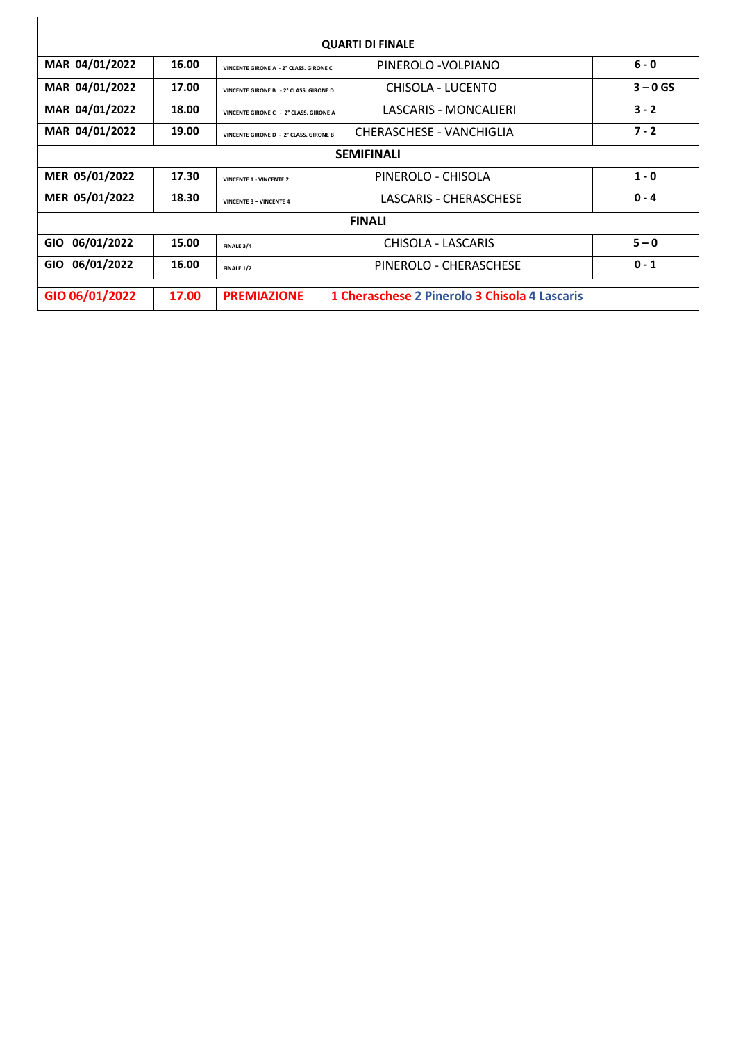| | | | | |
|---|---|---|---|---|
| **QUARTI DI FINALE** | | | | |
| **MAR 04/01/2022** | **16.00** | VINCENTE GIRONE A - 2° CLASS. GIRONE C | PINEROLO -VOLPIANO | **6 - 0** |
| **MAR 04/01/2022** | **17.00** | VINCENTE GIRONE B - 2° CLASS. GIRONE D | CHISOLA - LUCENTO | **3 – 0 GS** |
| **MAR 04/01/2022** | **18.00** | VINCENTE GIRONE C - 2° CLASS. GIRONE A | LASCARIS - MONCALIERI | **3 - 2** |
| **MAR 04/01/2022** | **19.00** | VINCENTE GIRONE D - 2° CLASS. GIRONE B | CHERASCHESE - VANCHIGLIA | **7 - 2** |
| **SEMIFINALI** | | | | |
| **MER 05/01/2022** | **17.30** | VINCENTE 1 - VINCENTE 2 | PINEROLO - CHISOLA | **1 - 0** |
| **MER 05/01/2022** | **18.30** | VINCENTE 3 – VINCENTE 4 | LASCARIS - CHERASCHESE | **0 - 4** |
| **FINALI** | | | | |
| **GIO 06/01/2022** | **15.00** | FINALE 3/4 | CHISOLA - LASCARIS | **5 – 0** |
| **GIO 06/01/2022** | **16.00** | FINALE 1/2 | PINEROLO - CHERASCHESE | **0 - 1** |
| **GIO 06/01/2022** | **17.00** | **PREMIAZIONE** | **1 Cheraschese 2 Pinerolo 3 Chisola 4 Lascaris** | |